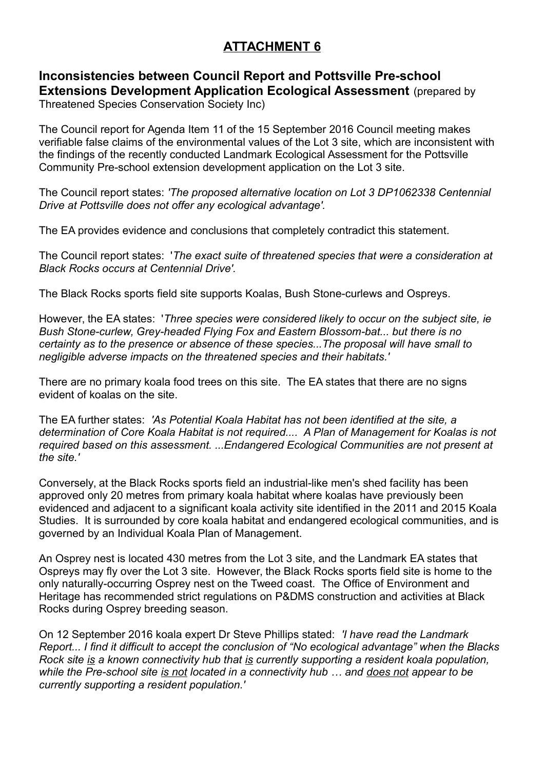# ATTACHMENT 6

## Inconsistencies between Council Report and Pottsville Pre-school Extensions Development Application Ecological Assessment (prepared by Threatened Species Conservation Society Inc)

The Council report for Agenda Item 11 of the 15 September 2016 Council meeting makes verifiable false claims of the environmental values of the Lot 3 site, which are inconsistent with the findings of the recently conducted Landmark Ecological Assessment for the Pottsville Community Pre-school extension development application on the Lot 3 site.

The Council report states: *'The proposed alternative location on Lot 3 DP1062338 Centennial Drive at Pottsville does not offer any ecological advantage'.*

The EA provides evidence and conclusions that completely contradict this statement.

The Council report states: '*The exact suite of threatened species that were a consideration at Black Rocks occurs at Centennial Drive'.*

The Black Rocks sports field site supports Koalas, Bush Stone-curlews and Ospreys.

However, the EA states: '*Three species were considered likely to occur on the subject site, ie Bush Stone-curlew, Grey-headed Flying Fox and Eastern Blossom-bat... but there is no certainty as to the presence or absence of these species...The proposal will have small to negligible adverse impacts on the threatened species and their habitats.'*

There are no primary koala food trees on this site. The EA states that there are no signs evident of koalas on the site.

The EA further states: *'As Potential Koala Habitat has not been identified at the site, a determination of Core Koala Habitat is not required.... A Plan of Management for Koalas is not required based on this assessment. ...Endangered Ecological Communities are not present at the site.'*

Conversely, at the Black Rocks sports field an industrial-like men's shed facility has been approved only 20 metres from primary koala habitat where koalas have previously been evidenced and adjacent to a significant koala activity site identified in the 2011 and 2015 Koala Studies. It is surrounded by core koala habitat and endangered ecological communities, and is governed by an Individual Koala Plan of Management.

An Osprey nest is located 430 metres from the Lot 3 site, and the Landmark EA states that Ospreys may fly over the Lot 3 site. However, the Black Rocks sports field site is home to the only naturally-occurring Osprey nest on the Tweed coast. The Office of Environment and Heritage has recommended strict regulations on P&DMS construction and activities at Black Rocks during Osprey breeding season.

On 12 September 2016 koala expert Dr Steve Phillips stated: *'I have read the Landmark Report... I find it difficult to accept the conclusion of "No ecological advantage" when the Blacks Rock site <u>is</u> a known connectivity hub that <u>is</u> currently supporting a resident koala population, while the Pre-school site <u>is not</u> located in a connectivity hub … and <u>does not</u> appear to be currently supporting a resident population.'*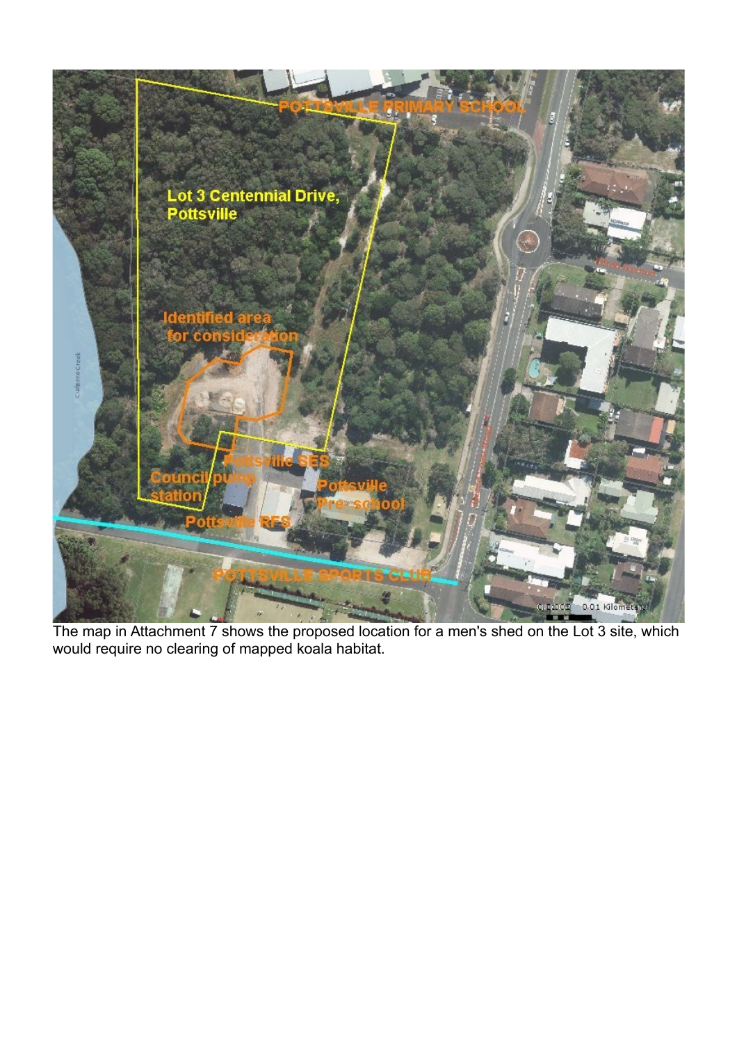POTTSVILLE PRIMARY SCHOOL

Lot 3 Centennial Drive, Pottsville

Identified area for consideration

Pottsville SES

Council pump station

Pottsville Pre-school

Pottsville RFS

POTTSVILLE SPORTS CLUB

0 0.005 0.01 Kilometers

The map in Attachment 7 shows the proposed location for a men's shed on the Lot 3 site, which would require no clearing of mapped koala habitat.